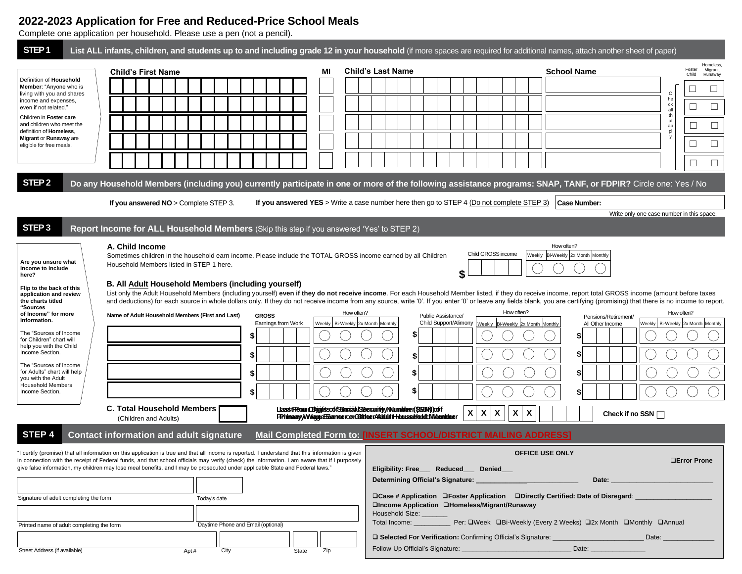# 2022-2023 Application for Free and Reduced-Price School Meals

Complete one application per household. Please use a pen (not a pencil).

## STEP 1 List ALL infants, children, and students up to and including grade 12 in your household (if more spaces are required for additional names, attach another sheet of paper)

Definition of **Household Member**: "Anyone who is living with you and shares income and expenses, even if not related."

Children in **Foster care** and children who meet the definition of **Homeless, Migrant** or **Runaway** are eligible for free meals.

| Child's First Name | MI | Child's Last Name | School Name | Foster Child | Homeless, Migrant, Runaway |
|---|---|---|---|---|---|
| | | | | ☐ | ☐ |
| | | | | ☐ | ☐ |
| | | | | ☐ | ☐ |
| | | | | ☐ | ☐ |
| | | | | ☐ | ☐ |

Check all that apply

## STEP 2 Do any Household Members (including you) currently participate in one or more of the following assistance programs: SNAP, TANF, or FDPIR? Circle one: Yes / No

**If you answered NO** > Complete STEP 3. **If you answered YES** > Write a case number here then go to STEP 4 (Do not complete STEP 3) **Case Number:**

Write only one case number in this space.

## STEP 3 Report Income for ALL Household Members (Skip this step if you answered 'Yes' to STEP 2)

**Are you unsure what income to include here?**

**Flip to the back of this application and review the charts titled "Sources of Income" for more information.**

The "Sources of Income for Children" chart will help you with the Child Income Section.

The "Sources of Income for Adults" chart will help you with the Adult Household Members Income Section.

### A. Child Income

Sometimes children in the household earn income. Please include the TOTAL GROSS income earned by all Children Household Members listed in STEP 1 here.

| Child GROSS income | How often? Weekly | Bi-Weekly | 2x Month | Monthly |
|---|---|---|---|---|
| $ | ◯ | ◯ | ◯ | ◯ |

### B. All Adult Household Members (including yourself)

List only the Adult Household Members (including yourself) **even if they do not receive income**. For each Household Member listed, if they do receive income, report total GROSS income (amount before taxes and deductions) for each source in whole dollars only. If they do not receive income from any source, write '0'. If you enter '0' or leave any fields blank, you are certifying (promising) that there is no income to report.

| Name of Adult Household Members (First and Last) | GROSS Earnings from Work | Weekly | Bi-Weekly | 2x Month | Monthly | Public Assistance/ Child Support/Alimony | Weekly | Bi-Weekly | 2x Month | Monthly | Pensions/Retirement/ All Other Income | Weekly | Bi-Weekly | 2x Month | Monthly |
|---|---|---|---|---|---|---|---|---|---|---|---|---|---|---|---|
| | $ | ◯ | ◯ | ◯ | ◯ | $ | ◯ | ◯ | ◯ | ◯ | $ | ◯ | ◯ | ◯ | ◯ |
| | $ | ◯ | ◯ | ◯ | ◯ | $ | ◯ | ◯ | ◯ | ◯ | $ | ◯ | ◯ | ◯ | ◯ |
| | $ | ◯ | ◯ | ◯ | ◯ | $ | ◯ | ◯ | ◯ | ◯ | $ | ◯ | ◯ | ◯ | ◯ |
| | $ | ◯ | ◯ | ◯ | ◯ | $ | ◯ | ◯ | ◯ | ◯ | $ | ◯ | ◯ | ◯ | ◯ |

### C. Total Household Members (Children and Adults)

Last Four Digits of Social Security Number (SSN) of Primary Wage Earner or Other Adult Household Member X X X - X X - ☐☐☐☐

Check if no SSN ☐

## STEP 4 Contact information and adult signature Mail Completed Form to: [INSERT SCHOOL/DISTRICT MAILING ADDRESS]

"I certify (promise) that all information on this application is true and that all income is reported. I understand that this information is given in connection with the receipt of Federal funds, and that school officials may verify (check) the information. I am aware that if I purposely give false information, my children may lose meal benefits, and I may be prosecuted under applicable State and Federal laws."

Signature of adult completing the form | Today's date

Printed name of adult completing the form | Daytime Phone and Email (optional)

Street Address (if available) | Apt # | City | State | Zip

**OFFICE USE ONLY**

❑**Error Prone**

**Eligibility: Free___ Reduced___ Denied___**

**Determining Official's Signature:** ____________________________ **Date:** ____________________________

❑**Case # Application** ❑**Foster Application** ❑**Directly Certified: Date of Disregard**: ____________________

❑**Income Application** ❑**Homeless/Migrant/Runaway**

Household Size: _______

Total Income: __________ Per: ❑Week ❑Bi-Weekly (Every 2 Weeks) ❑2x Month ❑Monthly ❑Annual

❑ **Selected For Verification:** Confirming Official's Signature: ________________________ Date: _____________

Follow-Up Official's Signature: _____________________________ Date: ______________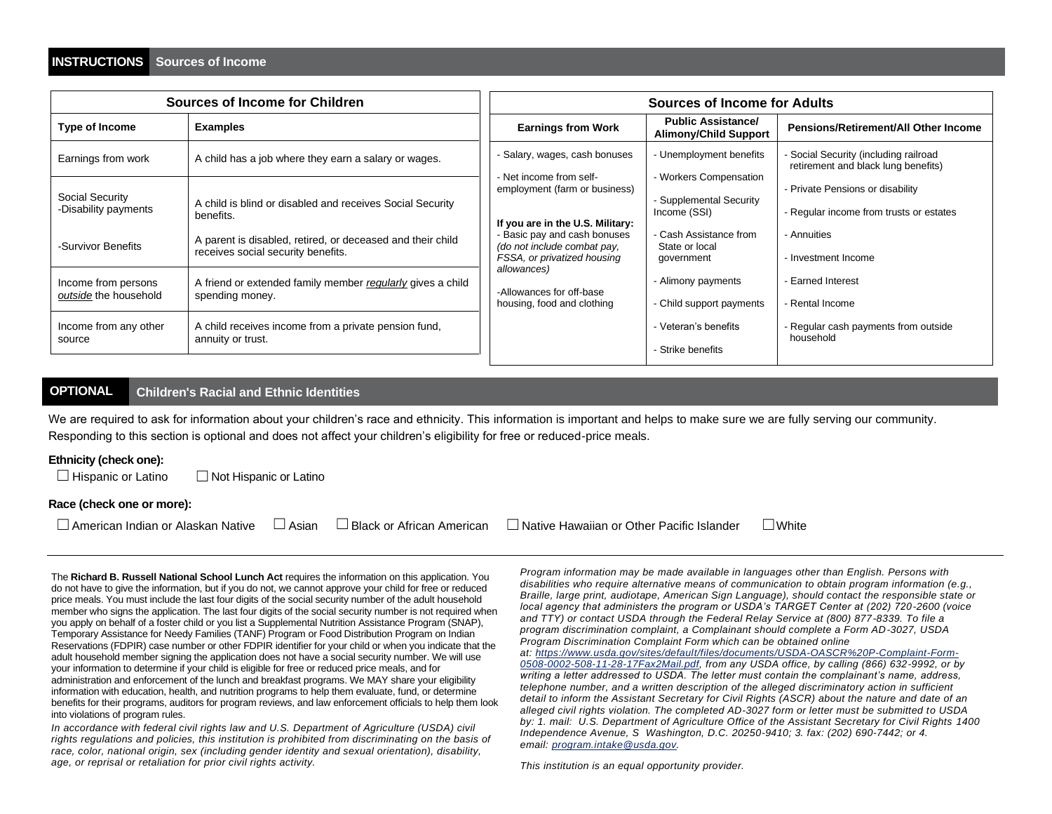## INSTRUCTIONS Sources of Income

| Sources of Income for Children | |
| --- | --- |
| **Type of Income** | **Examples** |
| Earnings from work | A child has a job where they earn a salary or wages. |
| Social Security -Disability payments | A child is blind or disabled and receives Social Security benefits. |
| -Survivor Benefits | A parent is disabled, retired, or deceased and their child receives social security benefits. |
| Income from persons *outside* the household | A friend or extended family member *regularly* gives a child spending money. |
| Income from any other source | A child receives income from a private pension fund, annuity or trust. |

| Sources of Income for Adults | | |
| --- | --- | --- |
| **Earnings from Work** | **Public Assistance/ Alimony/Child Support** | **Pensions/Retirement/All Other Income** |
| - Salary, wages, cash bonuses<br>- Net income from self-employment (farm or business)<br><br>**If you are in the U.S. Military:**<br>- Basic pay and cash bonuses *(do not include combat pay, FSSA, or privatized housing allowances)*<br>-Allowances for off-base housing, food and clothing | - Unemployment benefits<br>- Workers Compensation<br>- Supplemental Security Income (SSI)<br>- Cash Assistance from State or local government<br>- Alimony payments<br>- Child support payments<br>- Veteran's benefits<br>- Strike benefits | - Social Security (including railroad retirement and black lung benefits)<br>- Private Pensions or disability<br>- Regular income from trusts or estates<br>- Annuities<br>- Investment Income<br>- Earned Interest<br>- Rental Income<br>- Regular cash payments from outside household |

## OPTIONAL Children's Racial and Ethnic Identities

We are required to ask for information about your children's race and ethnicity. This information is important and helps to make sure we are fully serving our community. Responding to this section is optional and does not affect your children's eligibility for free or reduced-price meals.

**Ethnicity (check one):**

☐ Hispanic or Latino ☐ Not Hispanic or Latino

**Race (check one or more):**

☐ American Indian or Alaskan Native ☐ Asian ☐ Black or African American ☐ Native Hawaiian or Other Pacific Islander ☐ White

---

The **Richard B. Russell National School Lunch Act** requires the information on this application. You do not have to give the information, but if you do not, we cannot approve your child for free or reduced price meals. You must include the last four digits of the social security number of the adult household member who signs the application. The last four digits of the social security number is not required when you apply on behalf of a foster child or you list a Supplemental Nutrition Assistance Program (SNAP), Temporary Assistance for Needy Families (TANF) Program or Food Distribution Program on Indian Reservations (FDPIR) case number or other FDPIR identifier for your child or when you indicate that the adult household member signing the application does not have a social security number. We will use your information to determine if your child is eligible for free or reduced price meals, and for administration and enforcement of the lunch and breakfast programs. We MAY share your eligibility information with education, health, and nutrition programs to help them evaluate, fund, or determine benefits for their programs, auditors for program reviews, and law enforcement officials to help them look into violations of program rules.

*In accordance with federal civil rights law and U.S. Department of Agriculture (USDA) civil rights regulations and policies, this institution is prohibited from discriminating on the basis of race, color, national origin, sex (including gender identity and sexual orientation), disability, age, or reprisal or retaliation for prior civil rights activity.*

*Program information may be made available in languages other than English. Persons with disabilities who require alternative means of communication to obtain program information (e.g., Braille, large print, audiotape, American Sign Language), should contact the responsible state or local agency that administers the program or USDA's TARGET Center at (202) 720-2600 (voice and TTY) or contact USDA through the Federal Relay Service at (800) 877-8339. To file a program discrimination complaint, a Complainant should complete a Form AD-3027, USDA Program Discrimination Complaint Form which can be obtained online at: [https://www.usda.gov/sites/default/files/documents/USDA-OASCR%20P-Complaint-Form-0508-0002-508-11-28-17Fax2Mail.pdf](https://www.usda.gov/sites/default/files/documents/USDA-OASCR%20P-Complaint-Form-0508-0002-508-11-28-17Fax2Mail.pdf), from any USDA office, by calling (866) 632-9992, or by writing a letter addressed to USDA. The letter must contain the complainant's name, address, telephone number, and a written description of the alleged discriminatory action in sufficient detail to inform the Assistant Secretary for Civil Rights (ASCR) about the nature and date of an alleged civil rights violation. The completed AD-3027 form or letter must be submitted to USDA by: 1. mail: U.S. Department of Agriculture Office of the Assistant Secretary for Civil Rights 1400 Independence Avenue, S Washington, D.C. 20250-9410; 3. fax: (202) 690-7442; or 4. email: [program.intake@usda.gov](mailto:program.intake@usda.gov).*

*This institution is an equal opportunity provider.*